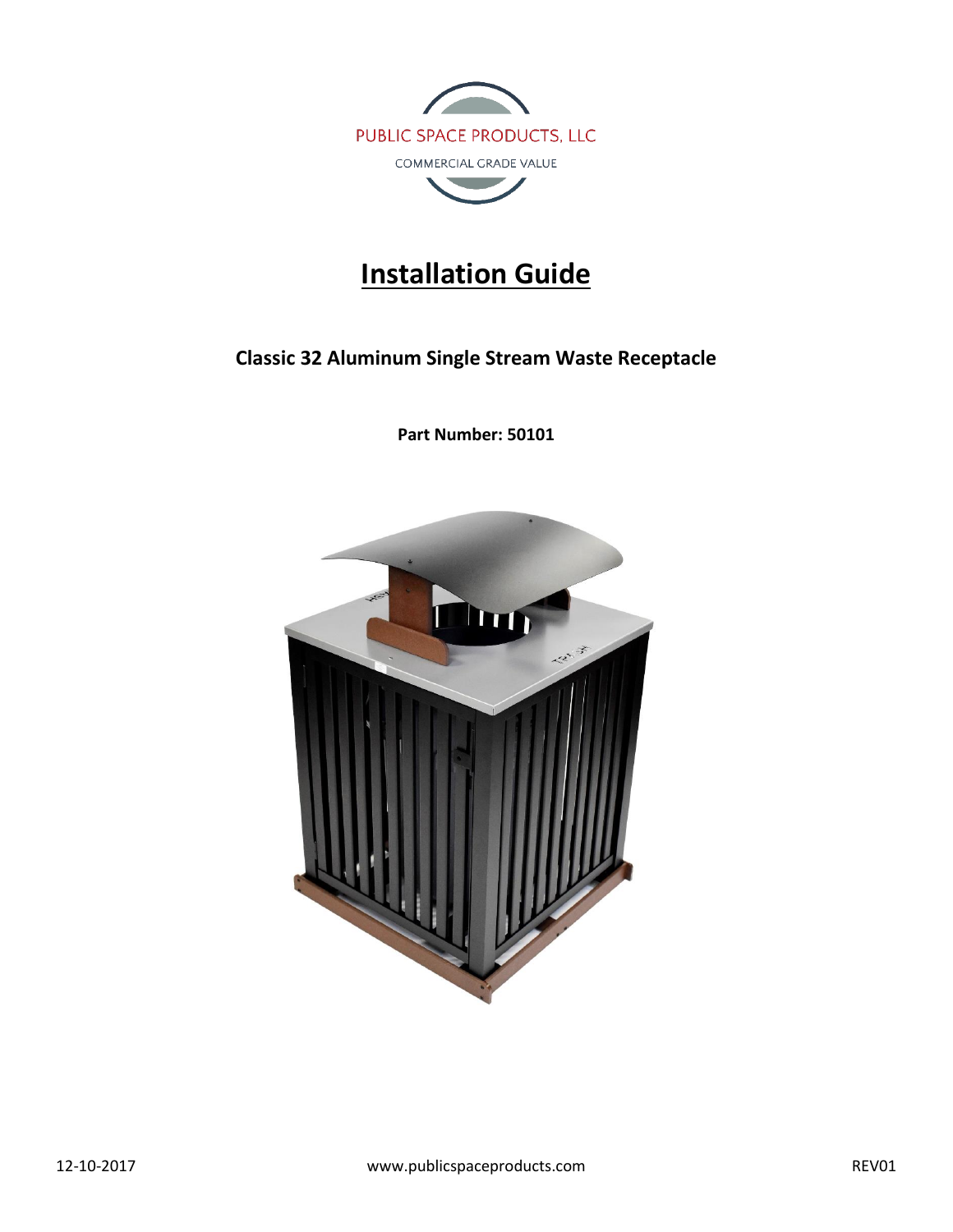PUBLIC SPACE PRODUCTS, LLC

COMMERCIAL GRADE VALUE

# Installation Guide

## Classic 32 Aluminum Single Stream Waste Receptacle

**Part Number: 50101**

12-10-2017 www.publicspaceproducts.com REV01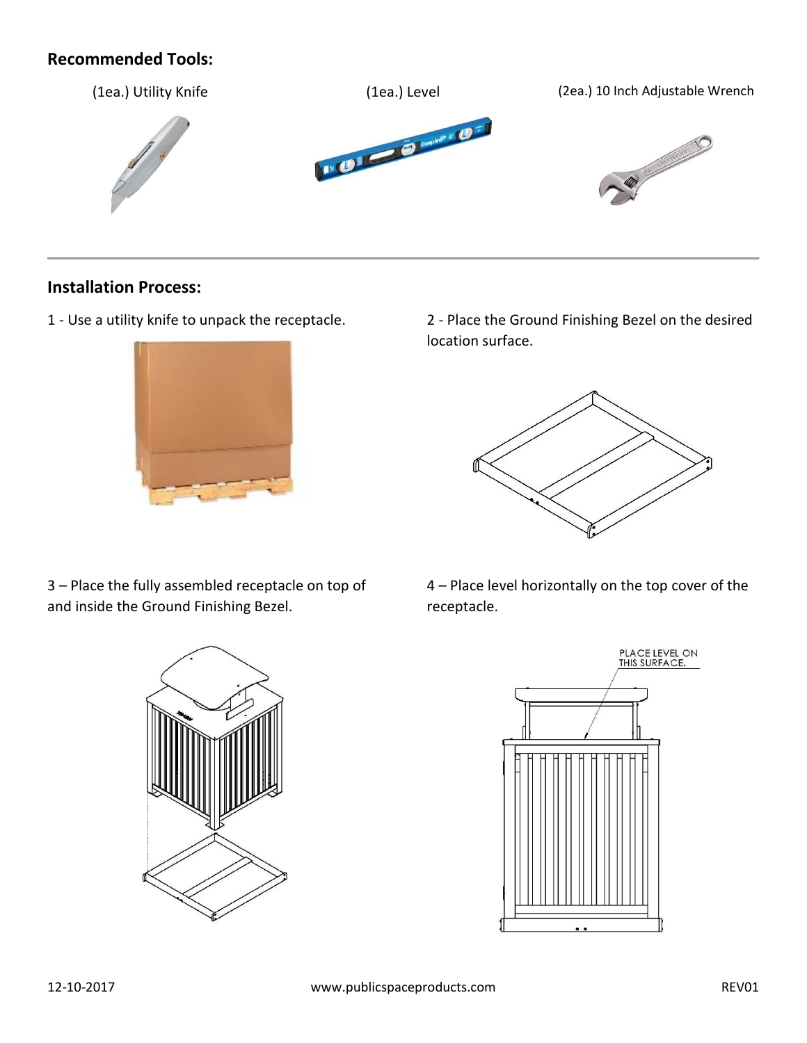## Recommended Tools:

(1ea.) Utility Knife

(1ea.) Level

(2ea.) 10 Inch Adjustable Wrench

## Installation Process:

1 - Use a utility knife to unpack the receptacle.

2 - Place the Ground Finishing Bezel on the desired location surface.

3 – Place the fully assembled receptacle on top of and inside the Ground Finishing Bezel.

4 – Place level horizontally on the top cover of the receptacle.

PLACE LEVEL ON THIS SURFACE.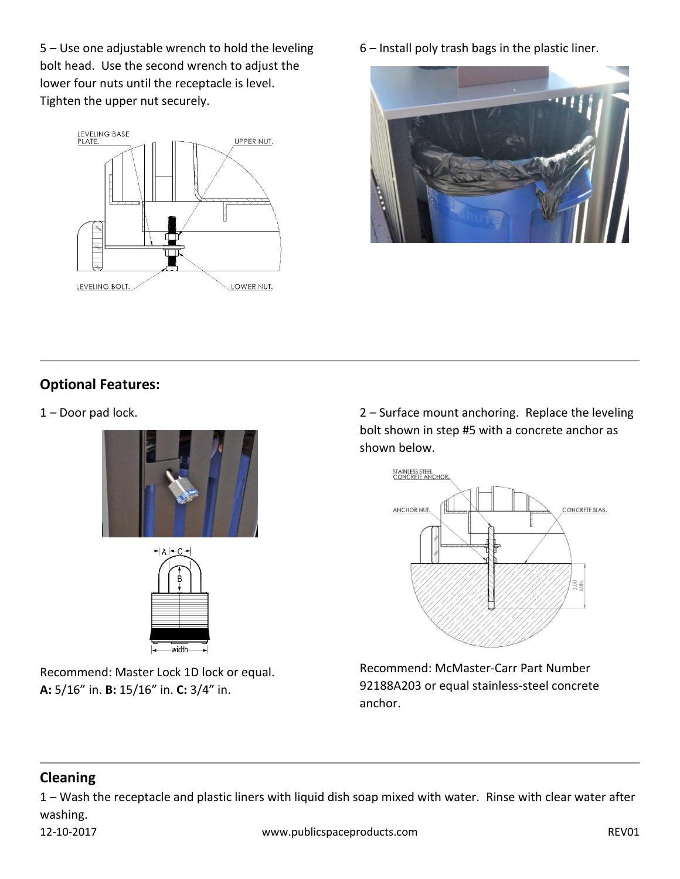5 – Use one adjustable wrench to hold the leveling bolt head. Use the second wrench to adjust the lower four nuts until the receptacle is level. Tighten the upper nut securely.

LEVELING BASE PLATE.

UPPER NUT.

LEVELING BOLT.

LOWER NUT.

6 – Install poly trash bags in the plastic liner.

## Optional Features:

1 – Door pad lock.

A C B width

Recommend: Master Lock 1D lock or equal.
**A:** 5/16" in. **B:** 15/16" in. **C:** 3/4" in.

2 – Surface mount anchoring. Replace the leveling bolt shown in step #5 with a concrete anchor as shown below.

STAINLESS STEEL CONCRETE ANCHOR.

ANCHOR NUT.

CONCRETE SLAB.

3.00 MIN.

Recommend: McMaster-Carr Part Number 92188A203 or equal stainless-steel concrete anchor.

## Cleaning

1 – Wash the receptacle and plastic liners with liquid dish soap mixed with water. Rinse with clear water after washing.